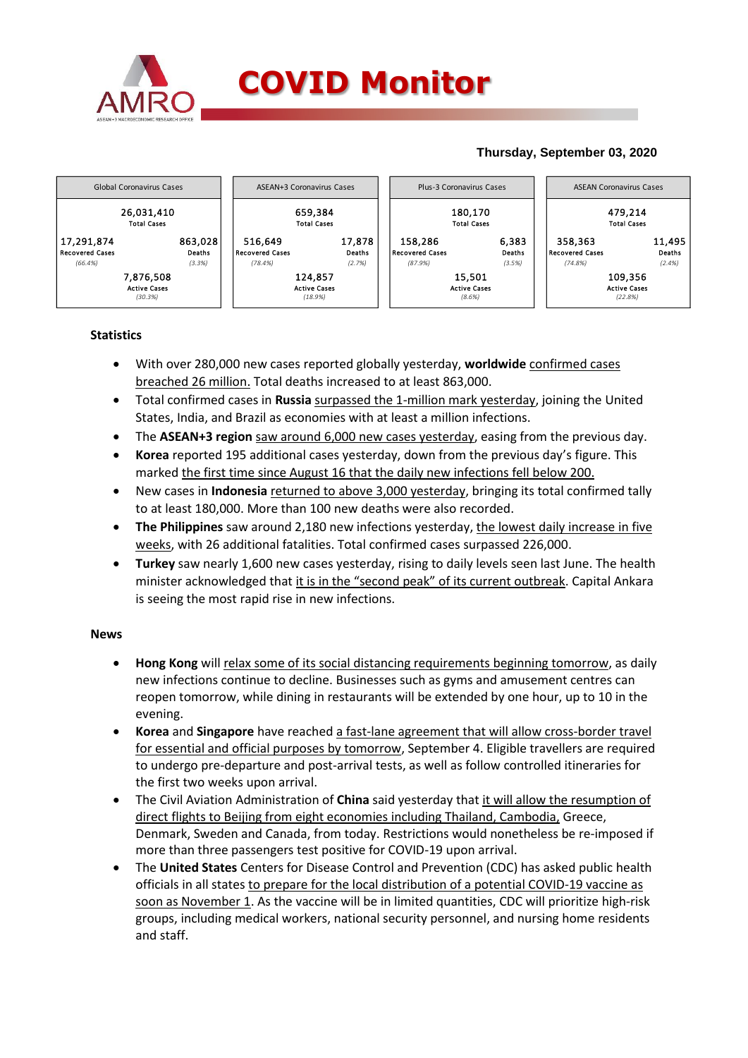# COVID Monitor

**Thursday, September 03, 2020**

| Global Coronavirus Cases | | ASEAN+3 Coronavirus Cases | | Plus-3 Coronavirus Cases | | ASEAN Coronavirus Cases | |
|---|---|---|---|---|---|---|---|
| 26,031,410 Total Cases | | 659,384 Total Cases | | 180,170 Total Cases | | 479,214 Total Cases | |
| 17,291,874 Recovered Cases (66.4%) | 863,028 Deaths (3.3%) | 516,649 Recovered Cases (78.4%) | 17,878 Deaths (2.7%) | 158,286 Recovered Cases (87.9%) | 6,383 Deaths (3.5%) | 358,363 Recovered Cases (74.8%) | 11,495 Deaths (2.4%) |
| 7,876,508 Active Cases (30.3%) | | 124,857 Active Cases (18.9%) | | 15,501 Active Cases (8.6%) | | 109,356 Active Cases (22.8%) | |

## Statistics

- With over 280,000 new cases reported globally yesterday, **worldwide** confirmed cases breached 26 million. Total deaths increased to at least 863,000.
- Total confirmed cases in **Russia** surpassed the 1-million mark yesterday, joining the United States, India, and Brazil as economies with at least a million infections.
- The **ASEAN+3 region** saw around 6,000 new cases yesterday, easing from the previous day.
- **Korea** reported 195 additional cases yesterday, down from the previous day's figure. This marked the first time since August 16 that the daily new infections fell below 200.
- New cases in **Indonesia** returned to above 3,000 yesterday, bringing its total confirmed tally to at least 180,000. More than 100 new deaths were also recorded.
- **The Philippines** saw around 2,180 new infections yesterday, the lowest daily increase in five weeks, with 26 additional fatalities. Total confirmed cases surpassed 226,000.
- **Turkey** saw nearly 1,600 new cases yesterday, rising to daily levels seen last June. The health minister acknowledged that it is in the "second peak" of its current outbreak. Capital Ankara is seeing the most rapid rise in new infections.

## News

- **Hong Kong** will relax some of its social distancing requirements beginning tomorrow, as daily new infections continue to decline. Businesses such as gyms and amusement centres can reopen tomorrow, while dining in restaurants will be extended by one hour, up to 10 in the evening.
- **Korea** and **Singapore** have reached a fast-lane agreement that will allow cross-border travel for essential and official purposes by tomorrow, September 4. Eligible travellers are required to undergo pre-departure and post-arrival tests, as well as follow controlled itineraries for the first two weeks upon arrival.
- The Civil Aviation Administration of **China** said yesterday that it will allow the resumption of direct flights to Beijing from eight economies including Thailand, Cambodia, Greece, Denmark, Sweden and Canada, from today. Restrictions would nonetheless be re-imposed if more than three passengers test positive for COVID-19 upon arrival.
- The **United States** Centers for Disease Control and Prevention (CDC) has asked public health officials in all states to prepare for the local distribution of a potential COVID-19 vaccine as soon as November 1. As the vaccine will be in limited quantities, CDC will prioritize high-risk groups, including medical workers, national security personnel, and nursing home residents and staff.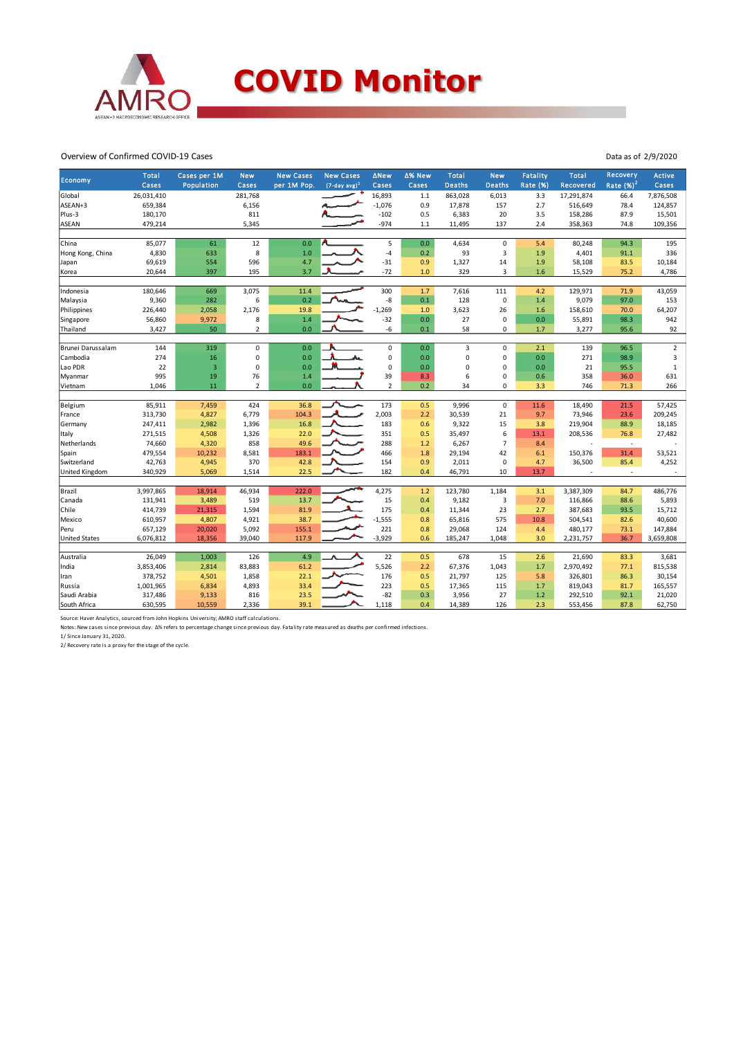# COVID Monitor

AMRO — ASEAN+3 MACROECONOMIC RESEARCH OFFICE

Overview of Confirmed COVID-19 Cases

Data as of 2/9/2020

| Economy | Total Cases | Cases per 1M Population | New Cases | New Cases per 1M Pop. | New Cases (7-day avg)[1] | ΔNew Cases | Δ% New Cases | Total Deaths | New Deaths | Fatality Rate (%) | Total Recovered | Recovery Rate (%)[2] | Active Cases |
|---|---|---|---|---|---|---|---|---|---|---|---|---|---|
| Global | 26,031,410 | | 281,768 | | | 16,893 | 1.1 | 863,028 | 6,013 | 3.3 | 17,291,874 | 66.4 | 7,876,508 |
| ASEAN+3 | 659,384 | | 6,156 | | | -1,076 | 0.9 | 17,878 | 157 | 2.7 | 516,649 | 78.4 | 124,857 |
| Plus-3 | 180,170 | | 811 | | | -102 | 0.5 | 6,383 | 20 | 3.5 | 158,286 | 87.9 | 15,501 |
| ASEAN | 479,214 | | 5,345 | | | -974 | 1.1 | 11,495 | 137 | 2.4 | 358,363 | 74.8 | 109,356 |
| | | | | | | | | | | | | | |
| China | 85,077 | 61 | 12 | 0.0 | | 5 | 0.0 | 4,634 | 0 | 5.4 | 80,248 | 94.3 | 195 |
| Hong Kong, China | 4,830 | 633 | 8 | 1.0 | | -4 | 0.2 | 93 | 3 | 1.9 | 4,401 | 91.1 | 336 |
| Japan | 69,619 | 554 | 596 | 4.7 | | -31 | 0.9 | 1,327 | 14 | 1.9 | 58,108 | 83.5 | 10,184 |
| Korea | 20,644 | 397 | 195 | 3.7 | | -72 | 1.0 | 329 | 3 | 1.6 | 15,529 | 75.2 | 4,786 |
| | | | | | | | | | | | | | |
| Indonesia | 180,646 | 669 | 3,075 | 11.4 | | 300 | 1.7 | 7,616 | 111 | 4.2 | 129,971 | 71.9 | 43,059 |
| Malaysia | 9,360 | 282 | 6 | 0.2 | | -8 | 0.1 | 128 | 0 | 1.4 | 9,079 | 97.0 | 153 |
| Philippines | 226,440 | 2,058 | 2,176 | 19.8 | | -1,269 | 1.0 | 3,623 | 26 | 1.6 | 158,610 | 70.0 | 64,207 |
| Singapore | 56,860 | 9,972 | 8 | 1.4 | | -32 | 0.0 | 27 | 0 | 0.0 | 55,891 | 98.3 | 942 |
| Thailand | 3,427 | 50 | 2 | 0.0 | | -6 | 0.1 | 58 | 0 | 1.7 | 3,277 | 95.6 | 92 |
| | | | | | | | | | | | | | |
| Brunei Darussalam | 144 | 319 | 0 | 0.0 | | 0 | 0.0 | 3 | 0 | 2.1 | 139 | 96.5 | 2 |
| Cambodia | 274 | 16 | 0 | 0.0 | | 0 | 0.0 | 0 | 0 | 0.0 | 271 | 98.9 | 3 |
| Lao PDR | 22 | 3 | 0 | 0.0 | | 0 | 0.0 | 0 | 0 | 0.0 | 21 | 95.5 | 1 |
| Myanmar | 995 | 19 | 76 | 1.4 | | 39 | 8.3 | 6 | 0 | 0.6 | 358 | 36.0 | 631 |
| Vietnam | 1,046 | 11 | 2 | 0.0 | | 2 | 0.2 | 34 | 0 | 3.3 | 746 | 71.3 | 266 |
| | | | | | | | | | | | | | |
| Belgium | 85,911 | 7,459 | 424 | 36.8 | | 173 | 0.5 | 9,996 | 0 | 11.6 | 18,490 | 21.5 | 57,425 |
| France | 313,730 | 4,827 | 6,779 | 104.3 | | 2,003 | 2.2 | 30,539 | 21 | 9.7 | 73,946 | 23.6 | 209,245 |
| Germany | 247,411 | 2,982 | 1,396 | 16.8 | | 183 | 0.6 | 9,322 | 15 | 3.8 | 219,904 | 88.9 | 18,185 |
| Italy | 271,515 | 4,508 | 1,326 | 22.0 | | 351 | 0.5 | 35,497 | 6 | 13.1 | 208,536 | 76.8 | 27,482 |
| Netherlands | 74,660 | 4,320 | 858 | 49.6 | | 288 | 1.2 | 6,267 | 7 | 8.4 | - | - | - |
| Spain | 479,554 | 10,232 | 8,581 | 183.1 | | 466 | 1.8 | 29,194 | 42 | 6.1 | 150,376 | 31.4 | 53,521 |
| Switzerland | 42,763 | 4,945 | 370 | 42.8 | | 154 | 0.9 | 2,011 | 0 | 4.7 | 36,500 | 85.4 | 4,252 |
| United Kingdom | 340,929 | 5,069 | 1,514 | 22.5 | | 182 | 0.4 | 46,791 | 10 | 13.7 | - | - | - |
| | | | | | | | | | | | | | |
| Brazil | 3,997,865 | 18,914 | 46,934 | 222.0 | | 4,275 | 1.2 | 123,780 | 1,184 | 3.1 | 3,387,309 | 84.7 | 486,776 |
| Canada | 131,941 | 3,489 | 519 | 13.7 | | 15 | 0.4 | 9,182 | 3 | 7.0 | 116,866 | 88.6 | 5,893 |
| Chile | 414,739 | 21,315 | 1,594 | 81.9 | | 175 | 0.4 | 11,344 | 23 | 2.7 | 387,683 | 93.5 | 15,712 |
| Mexico | 610,957 | 4,807 | 4,921 | 38.7 | | -1,555 | 0.8 | 65,816 | 575 | 10.8 | 504,541 | 82.6 | 40,600 |
| Peru | 657,129 | 20,020 | 5,092 | 155.1 | | 221 | 0.8 | 29,068 | 124 | 4.4 | 480,177 | 73.1 | 147,884 |
| United States | 6,076,812 | 18,356 | 39,040 | 117.9 | | -3,929 | 0.6 | 185,247 | 1,048 | 3.0 | 2,231,757 | 36.7 | 3,659,808 |
| | | | | | | | | | | | | | |
| Australia | 26,049 | 1,003 | 126 | 4.9 | | 22 | 0.5 | 678 | 15 | 2.6 | 21,690 | 83.3 | 3,681 |
| India | 3,853,406 | 2,814 | 83,883 | 61.2 | | 5,526 | 2.2 | 67,376 | 1,043 | 1.7 | 2,970,492 | 77.1 | 815,538 |
| Iran | 378,752 | 4,501 | 1,858 | 22.1 | | 176 | 0.5 | 21,797 | 125 | 5.8 | 326,801 | 86.3 | 30,154 |
| Russia | 1,001,965 | 6,834 | 4,893 | 33.4 | | 223 | 0.5 | 17,365 | 115 | 1.7 | 819,043 | 81.7 | 165,557 |
| Saudi Arabia | 317,486 | 9,133 | 816 | 23.5 | | -82 | 0.3 | 3,956 | 27 | 1.2 | 292,510 | 92.1 | 21,020 |
| South Africa | 630,595 | 10,559 | 2,336 | 39.1 | | 1,118 | 0.4 | 14,389 | 126 | 2.3 | 553,456 | 87.8 | 62,750 |

Source: Haver Analytics, sourced from John Hopkins University; AMRO staff calculations.

Notes: New cases since previous day. Δ% refers to percentage change since previous day. Fatality rate measured as deaths per confirmed infections.

1/ Since January 31, 2020.

2/ Recovery rate is a proxy for the stage of the cycle.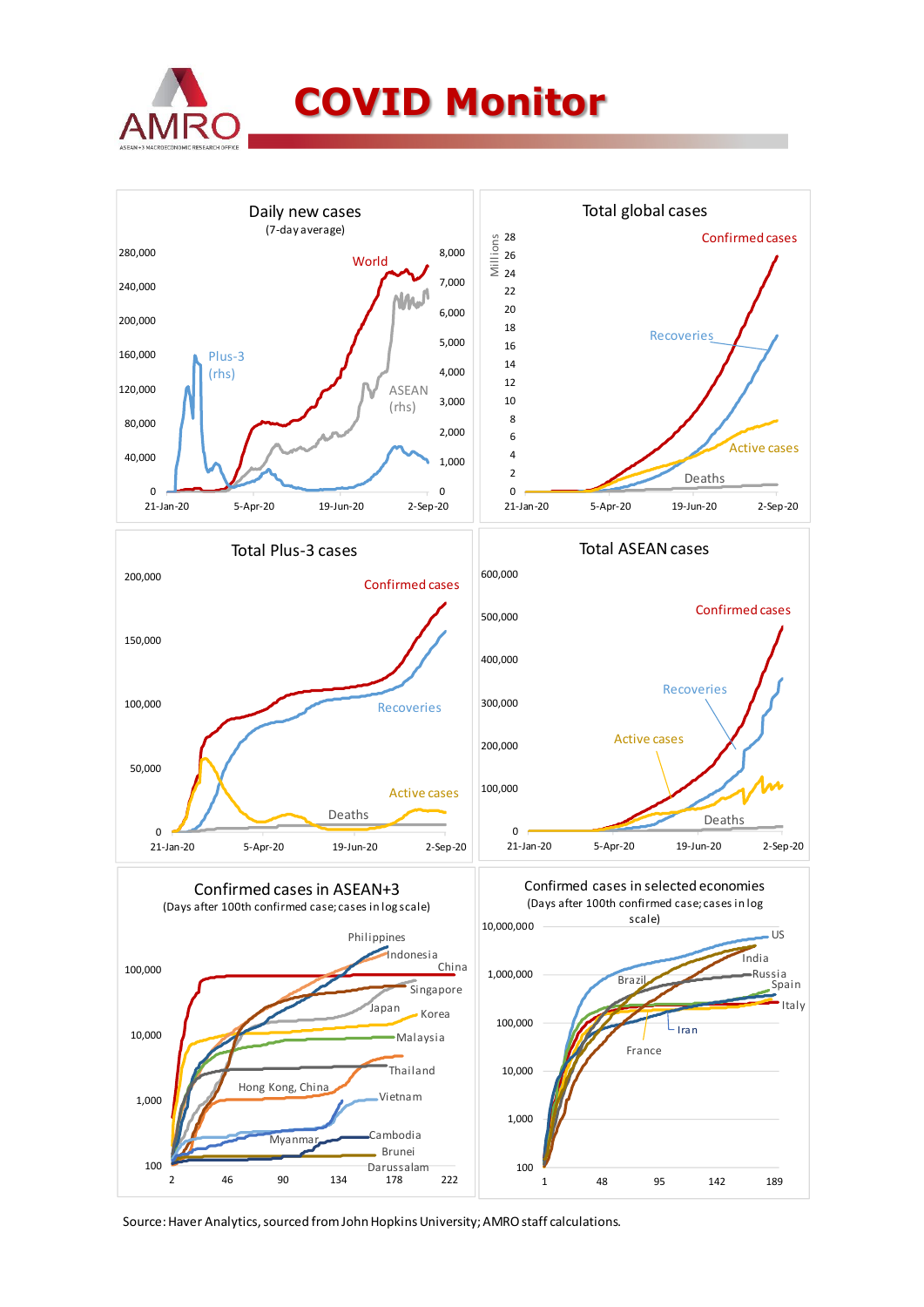# COVID Monitor

AMRO
ASEAN+3 MACROECONOMIC RESEARCH OFFICE

### Daily new cases
(7-day average)

280,000
240,000
200,000
160,000
120,000
80,000
40,000
0

8,000
7,000
6,000
5,000
4,000
3,000
2,000
1,000
0

World
Plus-3 (rhs)
ASEAN (rhs)

21-Jan-20 5-Apr-20 19-Jun-20 2-Sep-20

### Total global cases

Millions
28
26
24
22
20
18
16
14
12
10
8
6
4
2
0

Confirmed cases
Recoveries
Active cases
Deaths

21-Jan-20 5-Apr-20 19-Jun-20 2-Sep-20

### Total Plus-3 cases

200,000
150,000
100,000
50,000
0

Confirmed cases
Recoveries
Active cases
Deaths

21-Jan-20 5-Apr-20 19-Jun-20 2-Sep-20

### Total ASEAN cases

600,000
500,000
400,000
300,000
200,000
100,000
0

Confirmed cases
Recoveries
Active cases
Deaths

21-Jan-20 5-Apr-20 19-Jun-20 2-Sep-20

### Confirmed cases in ASEAN+3
(Days after 100th confirmed case; cases in log scale)

100,000
10,000
1,000
100

Philippines
Indonesia
China
Singapore
Japan
Korea
Malaysia
Thailand
Hong Kong, China
Vietnam
Myanmar
Cambodia
Brunei Darussalam

2 46 90 134 178 222

### Confirmed cases in selected economies
(Days after 100th confirmed case; cases in log scale)

10,000,000
1,000,000
100,000
10,000
1,000
100

US
India
Brazil
Russia
Spain
Italy
Iran
France

1 48 95 142 189

Source: Haver Analytics, sourced from John Hopkins University; AMRO staff calculations.